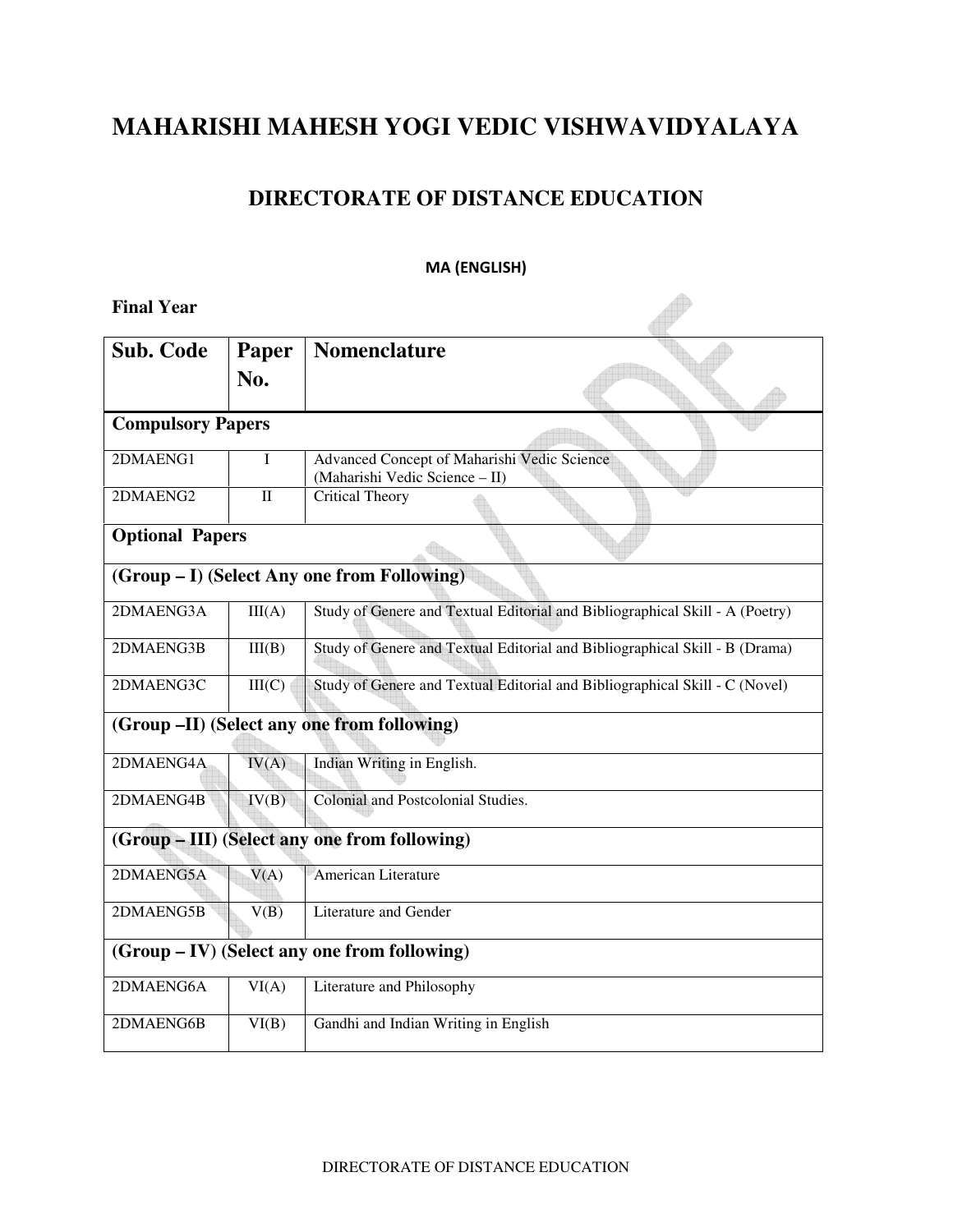# MAHARISHI MAHESH YOGI VEDIC VISHWAVIDYALAYA

## DIRECTORATE OF DISTANCE EDUCATION

**MA (ENGLISH)**

**Final Year**

| Sub. Code | Paper No. | Nomenclature |
|---|---|---|
| **Compulsory Papers** | | |
| 2DMAENG1 | I | Advanced Concept of Maharishi Vedic Science (Maharishi Vedic Science – II) |
| 2DMAENG2 | II | Critical Theory |
| **Optional Papers** | | |
| **(Group – I) (Select Any one from Following)** | | |
| 2DMAENG3A | III(A) | Study of Genere and Textual Editorial and Bibliographical Skill - A (Poetry) |
| 2DMAENG3B | III(B) | Study of Genere and Textual Editorial and Bibliographical Skill - B (Drama) |
| 2DMAENG3C | III(C) | Study of Genere and Textual Editorial and Bibliographical Skill - C (Novel) |
| **(Group –II) (Select any one from following)** | | |
| 2DMAENG4A | IV(A) | Indian Writing in English. |
| 2DMAENG4B | IV(B) | Colonial and Postcolonial Studies. |
| **(Group – III) (Select any one from following)** | | |
| 2DMAENG5A | V(A) | American Literature |
| 2DMAENG5B | V(B) | Literature and Gender |
| **(Group – IV) (Select any one from following)** | | |
| 2DMAENG6A | VI(A) | Literature and Philosophy |
| 2DMAENG6B | VI(B) | Gandhi and Indian Writing in English |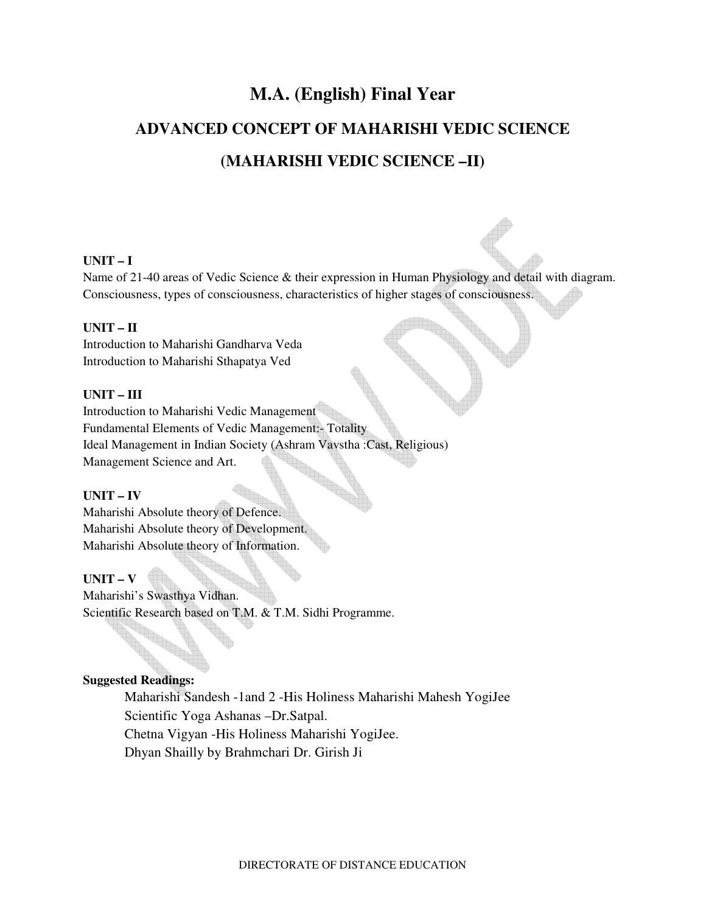# M.A. (English) Final Year

## ADVANCED CONCEPT OF MAHARISHI VEDIC SCIENCE

## (MAHARISHI VEDIC SCIENCE –II)

**UNIT – I**

Name of 21-40 areas of Vedic Science & their expression in Human Physiology and detail with diagram.
Consciousness, types of consciousness, characteristics of higher stages of consciousness.

**UNIT – II**

Introduction to Maharishi Gandharva Veda
Introduction to Maharishi Sthapatya Ved

**UNIT – III**

Introduction to Maharishi Vedic Management
Fundamental Elements of Vedic Management:- Totality
Ideal Management in Indian Society (Ashram Vavstha :Cast, Religious)
Management Science and Art.

**UNIT – IV**

Maharishi Absolute theory of Defence.
Maharishi Absolute theory of Development.
Maharishi Absolute theory of Information.

**UNIT – V**

Maharishi's Swasthya Vidhan.
Scientific Research based on T.M. & T.M. Sidhi Programme.

**Suggested Readings:**

Maharishi Sandesh -1and 2 -His Holiness Maharishi Mahesh YogiJee
Scientific Yoga Ashanas –Dr.Satpal.
Chetna Vigyan -His Holiness Maharishi YogiJee.
Dhyan Shailly by Brahmchari Dr. Girish Ji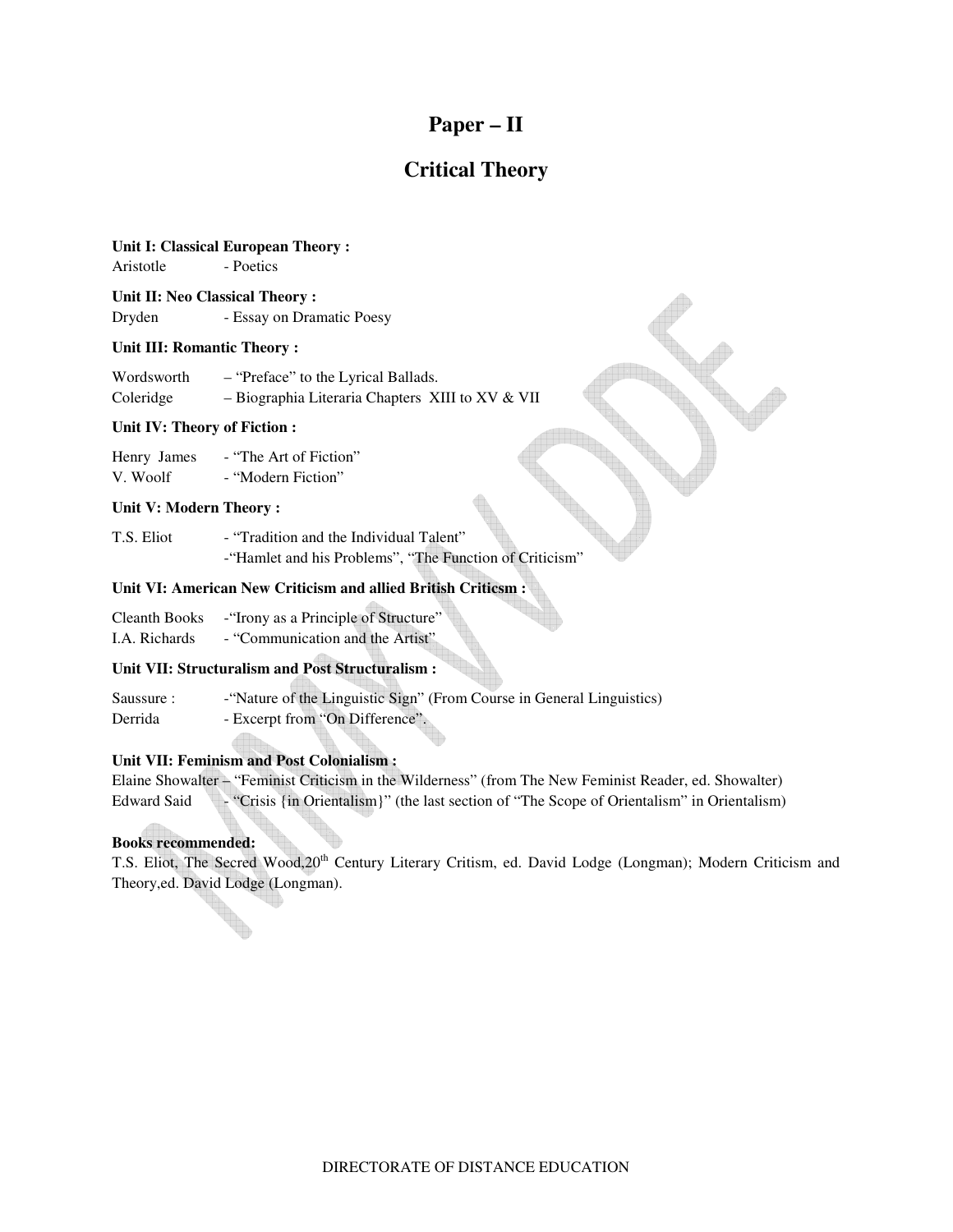# Paper – II

## Critical Theory

**Unit I: Classical European Theory :**

Aristotle - Poetics

**Unit II: Neo Classical Theory :**

Dryden - Essay on Dramatic Poesy

**Unit III: Romantic Theory :**

Wordsworth – "Preface" to the Lyrical Ballads.
Coleridge – Biographia Literaria Chapters XIII to XV & VII

**Unit IV: Theory of Fiction :**

Henry James - "The Art of Fiction"
V. Woolf - "Modern Fiction"

**Unit V: Modern Theory :**

T.S. Eliot - "Tradition and the Individual Talent"
-"Hamlet and his Problems", "The Function of Criticism"

**Unit VI: American New Criticism and allied British Criticsm :**

Cleanth Books -"Irony as a Principle of Structure"
I.A. Richards - "Communication and the Artist"

**Unit VII: Structuralism and Post Structuralism :**

Saussure : -"Nature of the Linguistic Sign" (From Course in General Linguistics)
Derrida - Excerpt from "On Difference".

**Unit VII: Feminism and Post Colonialism :**

Elaine Showalter – "Feminist Criticism in the Wilderness" (from The New Feminist Reader, ed. Showalter)
Edward Said - "Crisis {in Orientalism}" (the last section of "The Scope of Orientalism" in Orientalism)

**Books recommended:**

T.S. Eliot, The Secred Wood,20th Century Literary Critism, ed. David Lodge (Longman); Modern Criticism and Theory,ed. David Lodge (Longman).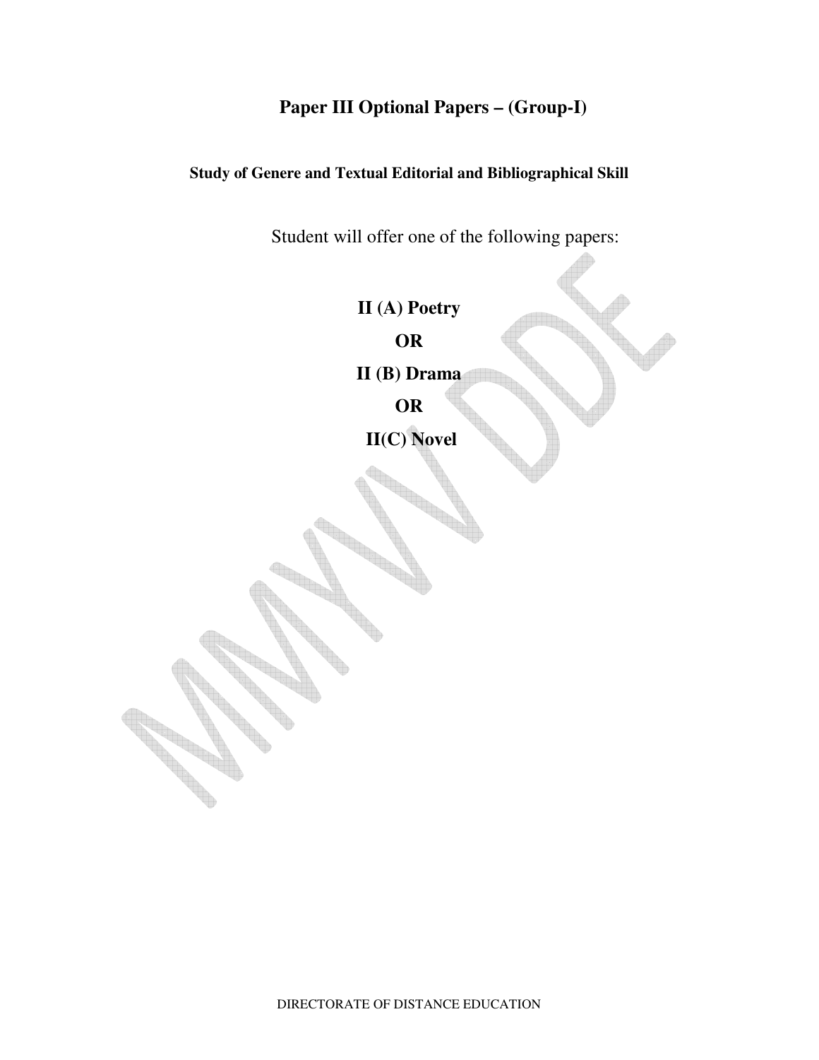# Paper III Optional Papers – (Group-I)

**Study of Genere and Textual Editorial and Bibliographical Skill**

Student will offer one of the following papers:

**II (A) Poetry**

**OR**

**II (B) Drama**

**OR**

**II(C) Novel**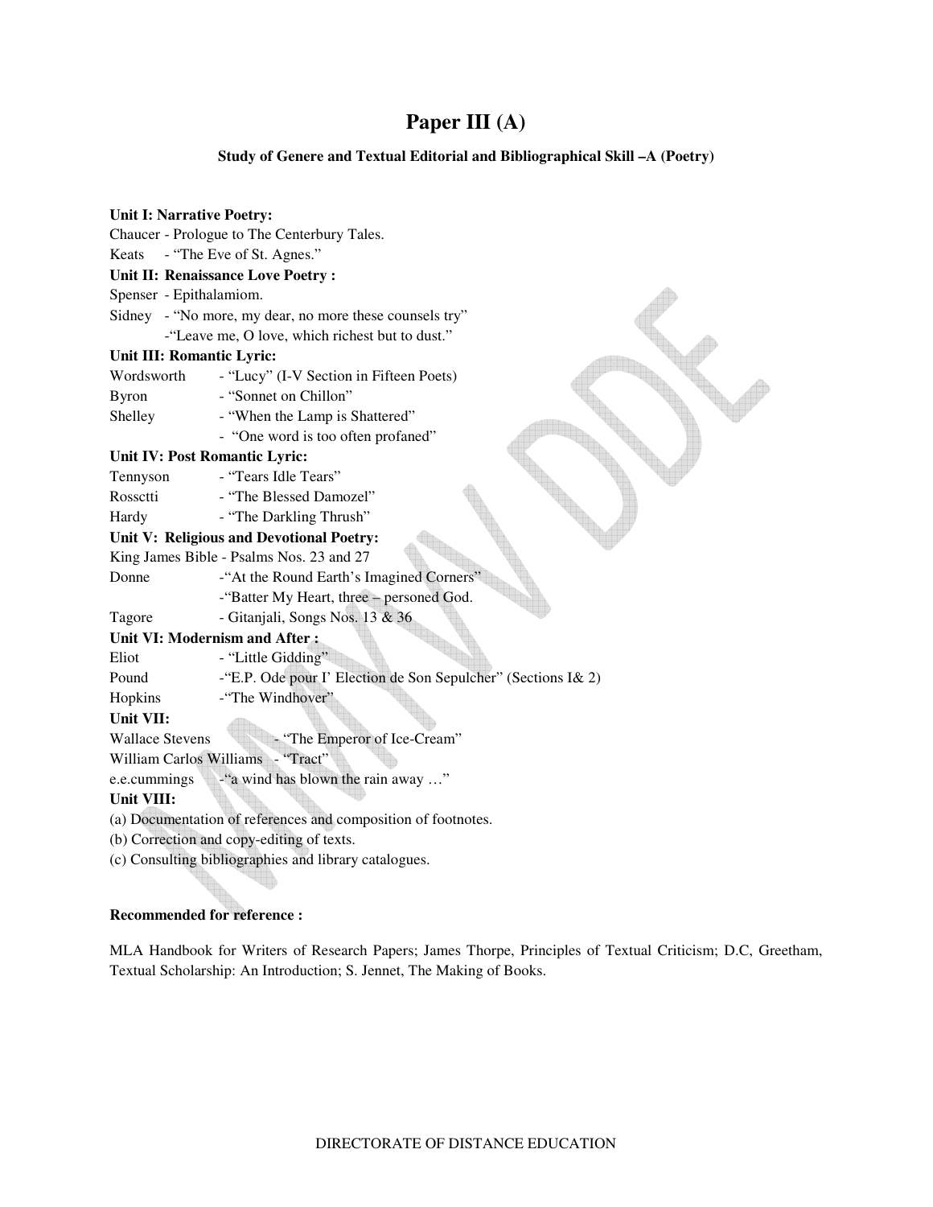# Paper III (A)

**Study of Genere and Textual Editorial and Bibliographical Skill –A (Poetry)**

**Unit I: Narrative Poetry:**

Chaucer - Prologue to The Centerbury Tales.

Keats - "The Eve of St. Agnes."

**Unit II: Renaissance Love Poetry :**

Spenser - Epithalamiom.

Sidney - "No more, my dear, no more these counsels try"

-"Leave me, O love, which richest but to dust."

**Unit III: Romantic Lyric:**

Wordsworth - "Lucy" (I-V Section in Fifteen Poets)

Byron - "Sonnet on Chillon"

Shelley - "When the Lamp is Shattered"

- "One word is too often profaned"

**Unit IV: Post Romantic Lyric:**

Tennyson - "Tears Idle Tears"

Rossctti - "The Blessed Damozel"

Hardy - "The Darkling Thrush"

**Unit V: Religious and Devotional Poetry:**

King James Bible - Psalms Nos. 23 and 27

Donne -"At the Round Earth's Imagined Corners"

-"Batter My Heart, three – personed God.

Tagore - Gitanjali, Songs Nos. 13 & 36

**Unit VI: Modernism and After :**

Eliot - "Little Gidding"

Pound -"E.P. Ode pour I' Election de Son Sepulcher" (Sections I& 2)

Hopkins -"The Windhover"

**Unit VII:**

Wallace Stevens - "The Emperor of Ice-Cream"

William Carlos Williams - "Tract"

e.e.cummings -"a wind has blown the rain away …"

**Unit VIII:**

(a) Documentation of references and composition of footnotes.

(b) Correction and copy-editing of texts.

(c) Consulting bibliographies and library catalogues.

**Recommended for reference :**

MLA Handbook for Writers of Research Papers; James Thorpe, Principles of Textual Criticism; D.C, Greetham, Textual Scholarship: An Introduction; S. Jennet, The Making of Books.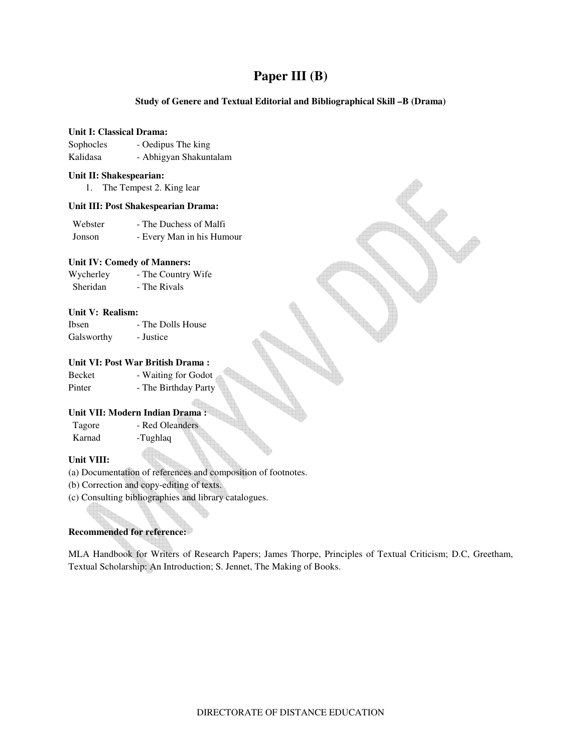# Paper III (B)

**Study of Genere and Textual Editorial and Bibliographical Skill –B (Drama)**

**Unit I: Classical Drama:**

Sophocles - Oedipus The king
Kalidasa - Abhigyan Shakuntalam

**Unit II: Shakespearian:**

1. The Tempest 2. King lear

**Unit III: Post Shakespearian Drama:**

Webster - The Duchess of Malfi
Jonson - Every Man in his Humour

**Unit IV: Comedy of Manners:**

Wycherley - The Country Wife
Sheridan - The Rivals

**Unit V: Realism:**

Ibsen - The Dolls House
Galsworthy - Justice

**Unit VI: Post War British Drama :**

Becket - Waiting for Godot
Pinter - The Birthday Party

**Unit VII: Modern Indian Drama :**

Tagore - Red Oleanders
Karnad -Tughlaq

**Unit VIII:**

(a) Documentation of references and composition of footnotes.
(b) Correction and copy-editing of texts.
(c) Consulting bibliographies and library catalogues.

**Recommended for reference:**

MLA Handbook for Writers of Research Papers; James Thorpe, Principles of Textual Criticism; D.C, Greetham, Textual Scholarship: An Introduction; S. Jennet, The Making of Books.

DIRECTORATE OF DISTANCE EDUCATION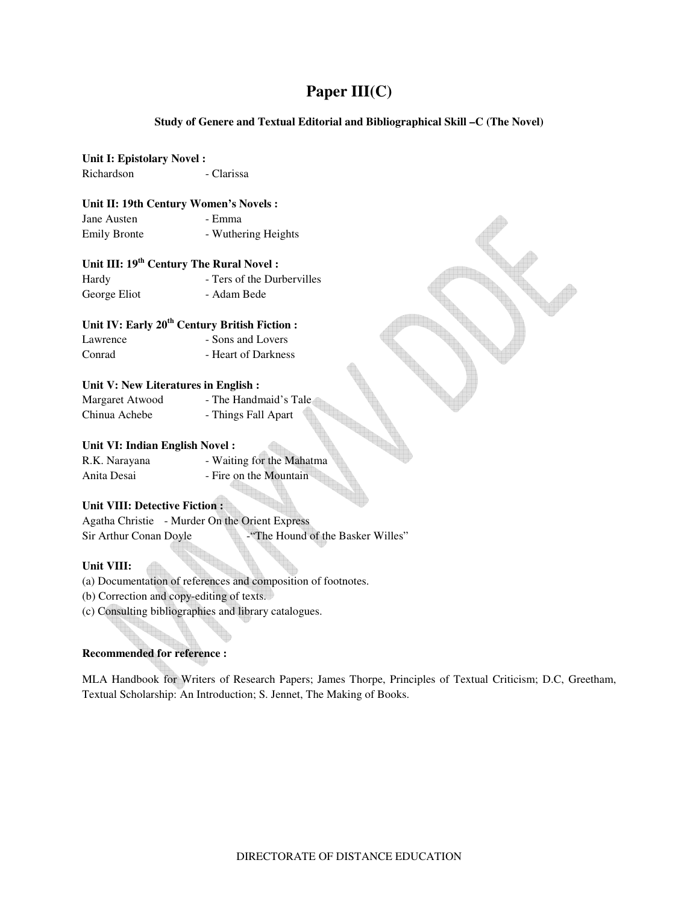# Paper III(C)

**Study of Genere and Textual Editorial and Bibliographical Skill –C (The Novel)**

**Unit I: Epistolary Novel :**

Richardson - Clarissa

**Unit II: 19th Century Women's Novels :**

Jane Austen - Emma

Emily Bronte - Wuthering Heights

**Unit III: 19th Century The Rural Novel :**

Hardy - Ters of the Durbervilles

George Eliot - Adam Bede

**Unit IV: Early 20th Century British Fiction :**

Lawrence - Sons and Lovers

Conrad - Heart of Darkness

**Unit V: New Literatures in English :**

Margaret Atwood - The Handmaid's Tale

Chinua Achebe - Things Fall Apart

**Unit VI: Indian English Novel :**

R.K. Narayana - Waiting for the Mahatma

Anita Desai - Fire on the Mountain

**Unit VIII: Detective Fiction :**

Agatha Christie - Murder On the Orient Express

Sir Arthur Conan Doyle -"The Hound of the Basker Willes"

**Unit VIII:**

(a) Documentation of references and composition of footnotes.

(b) Correction and copy-editing of texts.

(c) Consulting bibliographies and library catalogues.

**Recommended for reference :**

MLA Handbook for Writers of Research Papers; James Thorpe, Principles of Textual Criticism; D.C, Greetham, Textual Scholarship: An Introduction; S. Jennet, The Making of Books.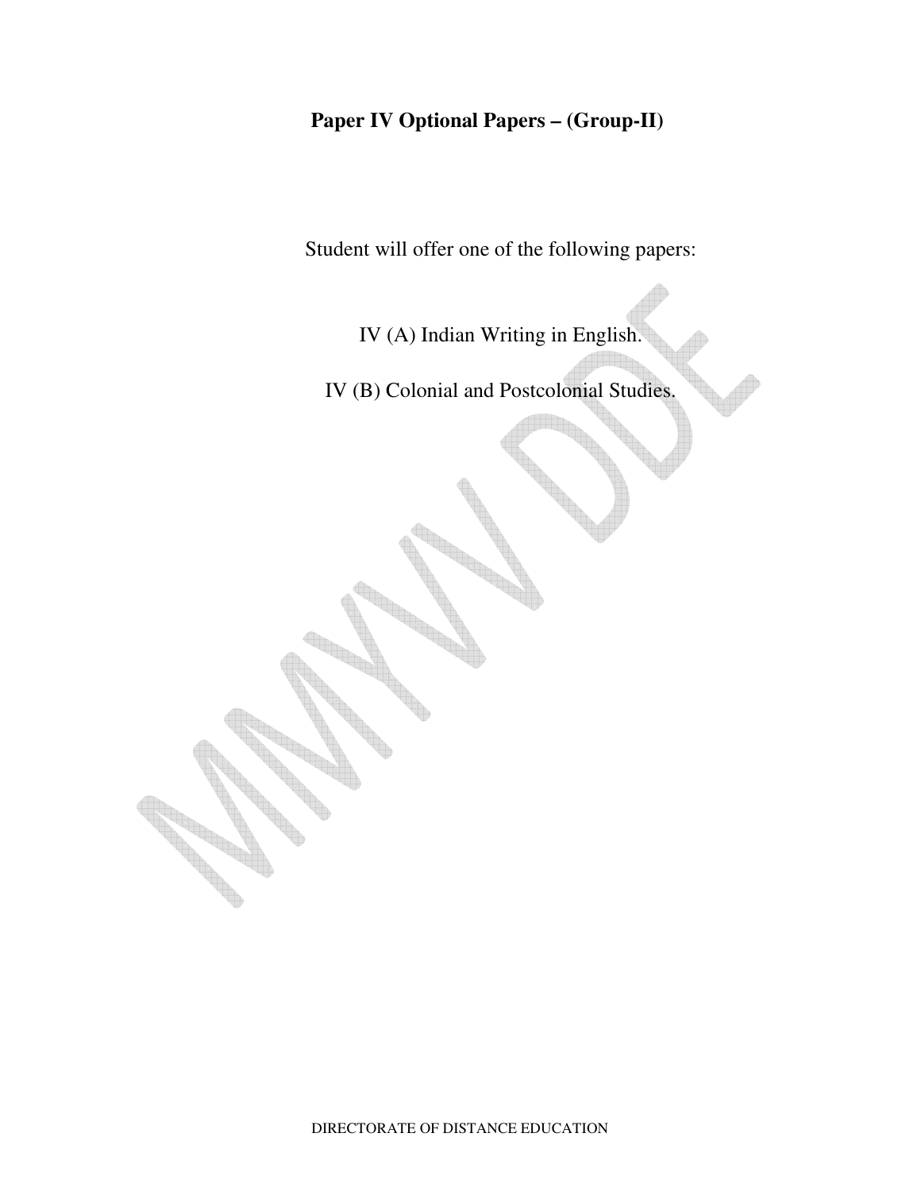**Paper IV Optional Papers – (Group-II)**

Student will offer one of the following papers:

IV (A) Indian Writing in English.

IV (B) Colonial and Postcolonial Studies.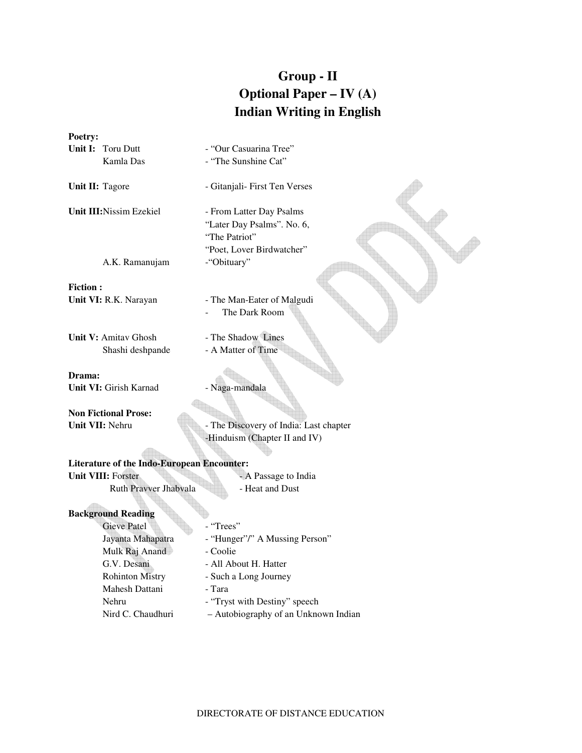# Group - II
# Optional Paper – IV (A)
# Indian Writing in English

**Poetry:**

**Unit I:** Toru Dutt - "Our Casuarina Tree"
Kamla Das - "The Sunshine Cat"

**Unit II:** Tagore - Gitanjali- First Ten Verses

**Unit III:** Nissim Ezekiel - From Latter Day Psalms
"Later Day Psalms". No. 6,
"The Patriot"
"Poet, Lover Birdwatcher"

A.K. Ramanujam -"Obituary"

**Fiction :**

**Unit VI:** R.K. Narayan - The Man-Eater of Malgudi
- The Dark Room

**Unit V:** Amitav Ghosh - The Shadow Lines
Shashi deshpande - A Matter of Time

**Drama:**

**Unit VI:** Girish Karnad - Naga-mandala

**Non Fictional Prose:**

**Unit VII:** Nehru - The Discovery of India: Last chapter
-Hinduism (Chapter II and IV)

**Literature of the Indo-European Encounter:**

**Unit VIII:** Forster - A Passage to India
Ruth Pravver Jhabvala - Heat and Dust

**Background Reading**

Gieve Patel - "Trees"
Jayanta Mahapatra - "Hunger"/" A Mussing Person"
Mulk Raj Anand - Coolie
G.V. Desani - All About H. Hatter
Rohinton Mistry - Such a Long Journey
Mahesh Dattani - Tara
Nehru - "Tryst with Destiny" speech
Nird C. Chaudhuri – Autobiography of an Unknown Indian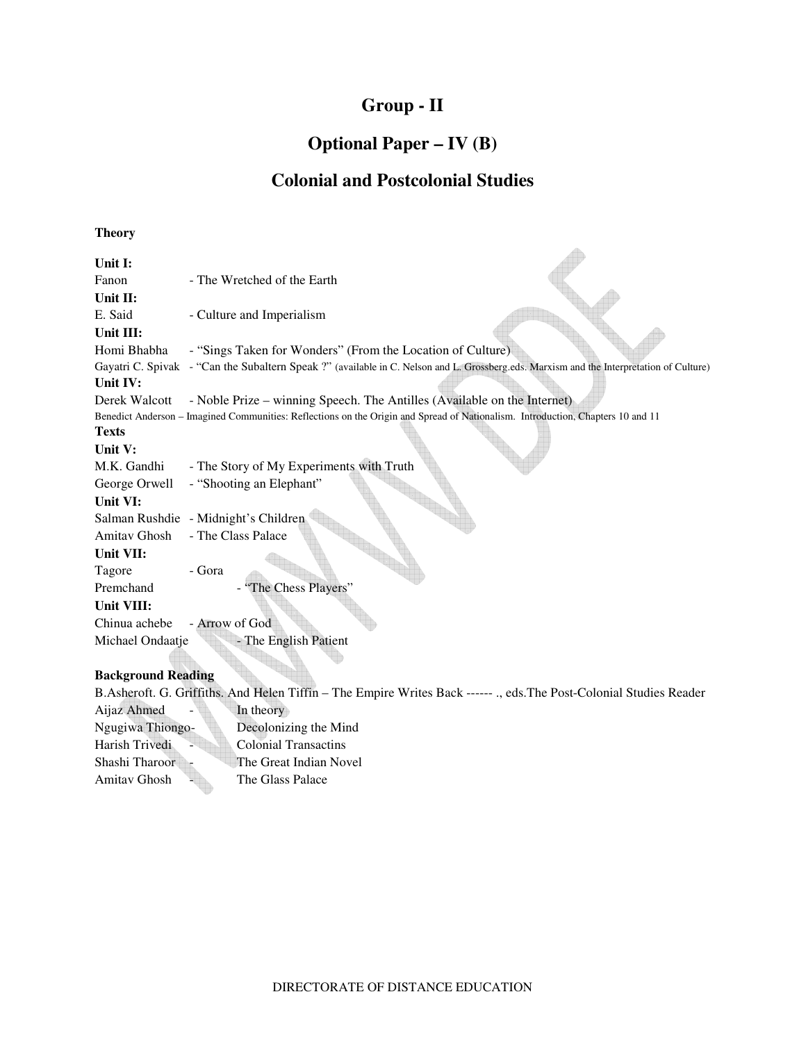# Group - II

## Optional Paper – IV (B)

## Colonial and Postcolonial Studies

**Theory**

**Unit I:**

Fanon - The Wretched of the Earth

**Unit II:**

E. Said - Culture and Imperialism

**Unit III:**

Homi Bhabha - "Sings Taken for Wonders" (From the Location of Culture)

Gayatri C. Spivak - "Can the Subaltern Speak ?" (available in C. Nelson and L. Grossberg.eds. Marxism and the Interpretation of Culture)

**Unit IV:**

Derek Walcott - Noble Prize – winning Speech. The Antilles (Available on the Internet)

Benedict Anderson – Imagined Communities: Reflections on the Origin and Spread of Nationalism. Introduction, Chapters 10 and 11

**Texts**

**Unit V:**

M.K. Gandhi - The Story of My Experiments with Truth

George Orwell - "Shooting an Elephant"

**Unit VI:**

Salman Rushdie - Midnight's Children

Amitav Ghosh - The Class Palace

**Unit VII:**

Tagore - Gora

Premchand - "The Chess Players"

**Unit VIII:**

Chinua achebe - Arrow of God

Michael Ondaatje - The English Patient

**Background Reading**

B.Asheroft. G. Griffiths. And Helen Tiffin – The Empire Writes Back ------ ., eds.The Post-Colonial Studies Reader

Aijaz Ahmed - In theory

Ngugiwa Thiongo- Decolonizing the Mind

Harish Trivedi - Colonial Transactins

Shashi Tharoor - The Great Indian Novel

Amitav Ghosh - The Glass Palace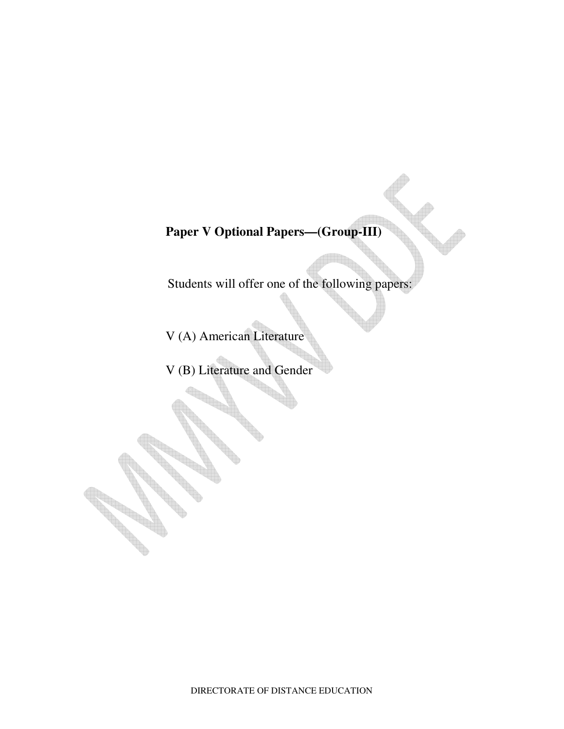**Paper V Optional Papers—(Group-III)**

Students will offer one of the following papers:

V (A) American Literature

V (B) Literature and Gender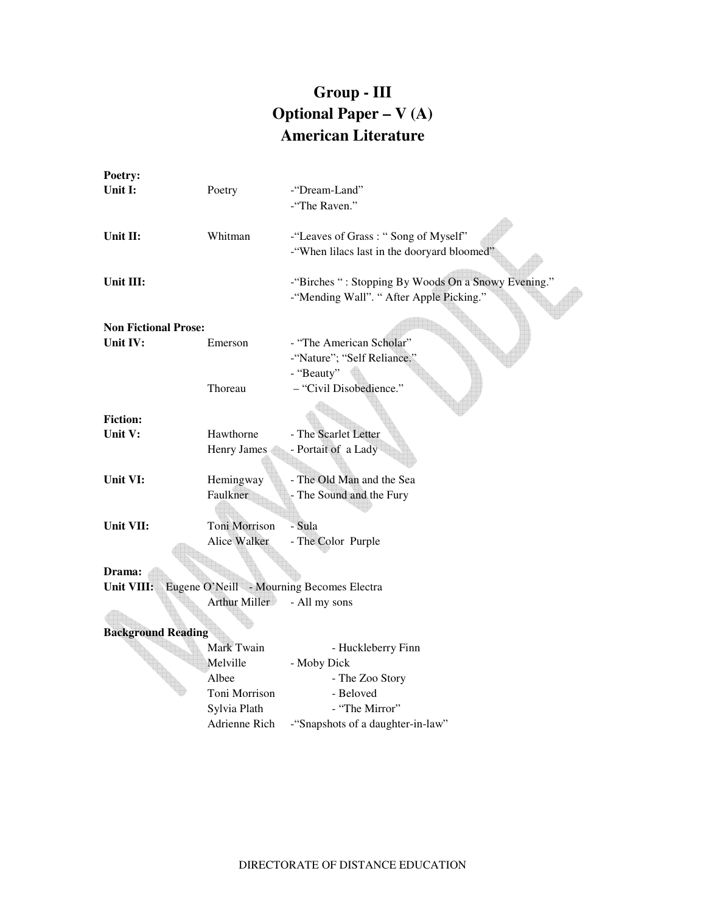# Group - III
# Optional Paper – V (A)
# American Literature

**Poetry:**

| | | |
|---|---|---|
| **Unit I:** | Poetry | -"Dream-Land" |
| | | -"The Raven." |
| **Unit II:** | Whitman | -"Leaves of Grass : " Song of Myself" |
| | | -"When lilacs last in the dooryard bloomed" |
| **Unit III:** | | -"Birches " : Stopping By Woods On a Snowy Evening." |
| | | -"Mending Wall". " After Apple Picking." |

**Non Fictional Prose:**

| | | |
|---|---|---|
| **Unit IV:** | Emerson | - "The American Scholar" |
| | | -"Nature"; "Self Reliance." |
| | | - "Beauty" |
| | Thoreau | – "Civil Disobedience." |

**Fiction:**

| | | |
|---|---|---|
| **Unit V:** | Hawthorne | - The Scarlet Letter |
| | Henry James | - Portait of a Lady |
| **Unit VI:** | Hemingway | - The Old Man and the Sea |
| | Faulkner | - The Sound and the Fury |
| **Unit VII:** | Toni Morrison | - Sula |
| | Alice Walker | - The Color Purple |

**Drama:**

| | | |
|---|---|---|
| **Unit VIII:** | Eugene O'Neill | - Mourning Becomes Electra |
| | Arthur Miller | - All my sons |

**Background Reading**

| | |
|---|---|
| Mark Twain | - Huckleberry Finn |
| Melville | - Moby Dick |
| Albee | - The Zoo Story |
| Toni Morrison | - Beloved |
| Sylvia Plath | - "The Mirror" |
| Adrienne Rich | -"Snapshots of a daughter-in-law" |

DIRECTORATE OF DISTANCE EDUCATION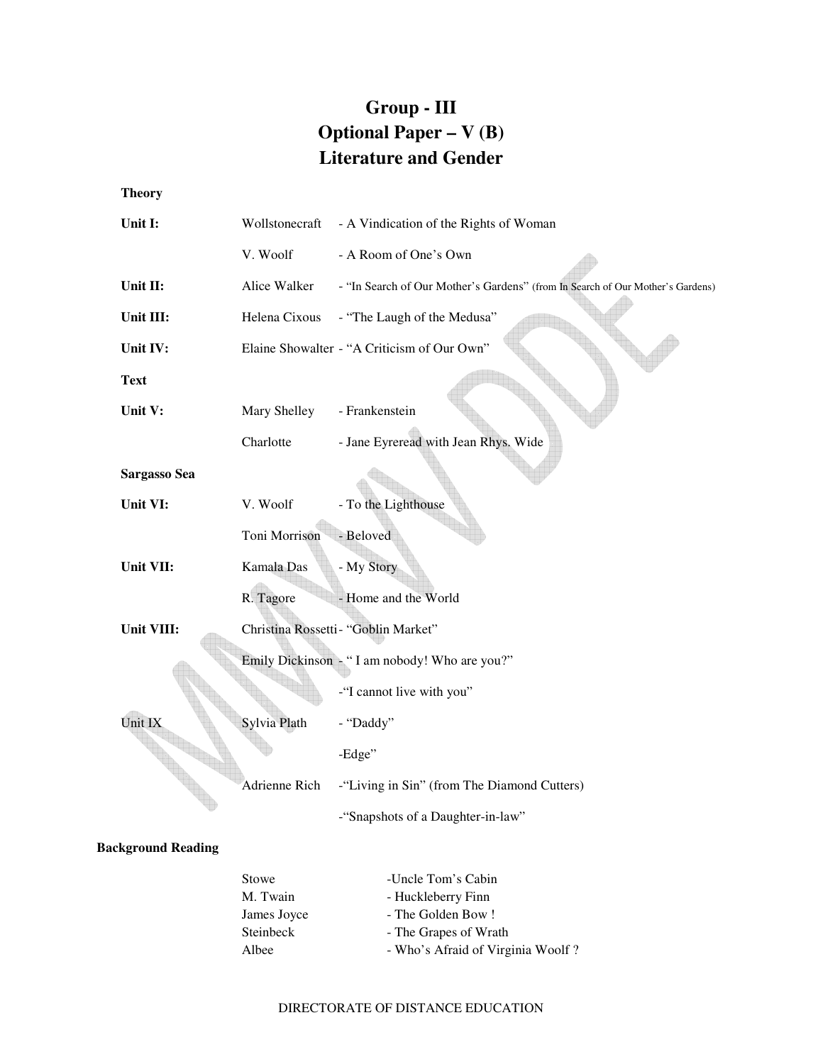# Group - III
## Optional Paper – V (B)
## Literature and Gender

**Theory**

| | | |
|---|---|---|
| **Unit I:** | Wollstonecraft | - A Vindication of the Rights of Woman |
| | V. Woolf | - A Room of One's Own |
| **Unit II:** | Alice Walker | - "In Search of Our Mother's Gardens" (from In Search of Our Mother's Gardens) |
| **Unit III:** | Helena Cixous | - "The Laugh of the Medusa" |
| **Unit IV:** | Elaine Showalter | - "A Criticism of Our Own" |

**Text**

| | | |
|---|---|---|
| **Unit V:** | Mary Shelley | - Frankenstein |
| | Charlotte | - Jane Eyreread with Jean Rhys. Wide |

**Sargasso Sea**

| | | |
|---|---|---|
| **Unit VI:** | V. Woolf | - To the Lighthouse |
| | Toni Morrison | - Beloved |
| **Unit VII:** | Kamala Das | - My Story |
| | R. Tagore | - Home and the World |
| **Unit VIII:** | Christina Rossetti | - "Goblin Market" |
| | Emily Dickinson | - " I am nobody! Who are you?" |
| | | -"I cannot live with you" |
| Unit IX | Sylvia Plath | - "Daddy" |
| | | -Edge" |
| | Adrienne Rich | -"Living in Sin" (from The Diamond Cutters) |
| | | -"Snapshots of a Daughter-in-law" |

**Background Reading**

| | |
|---|---|
| Stowe | -Uncle Tom's Cabin |
| M. Twain | - Huckleberry Finn |
| James Joyce | - The Golden Bow ! |
| Steinbeck | - The Grapes of Wrath |
| Albee | - Who's Afraid of Virginia Woolf ? |

DIRECTORATE OF DISTANCE EDUCATION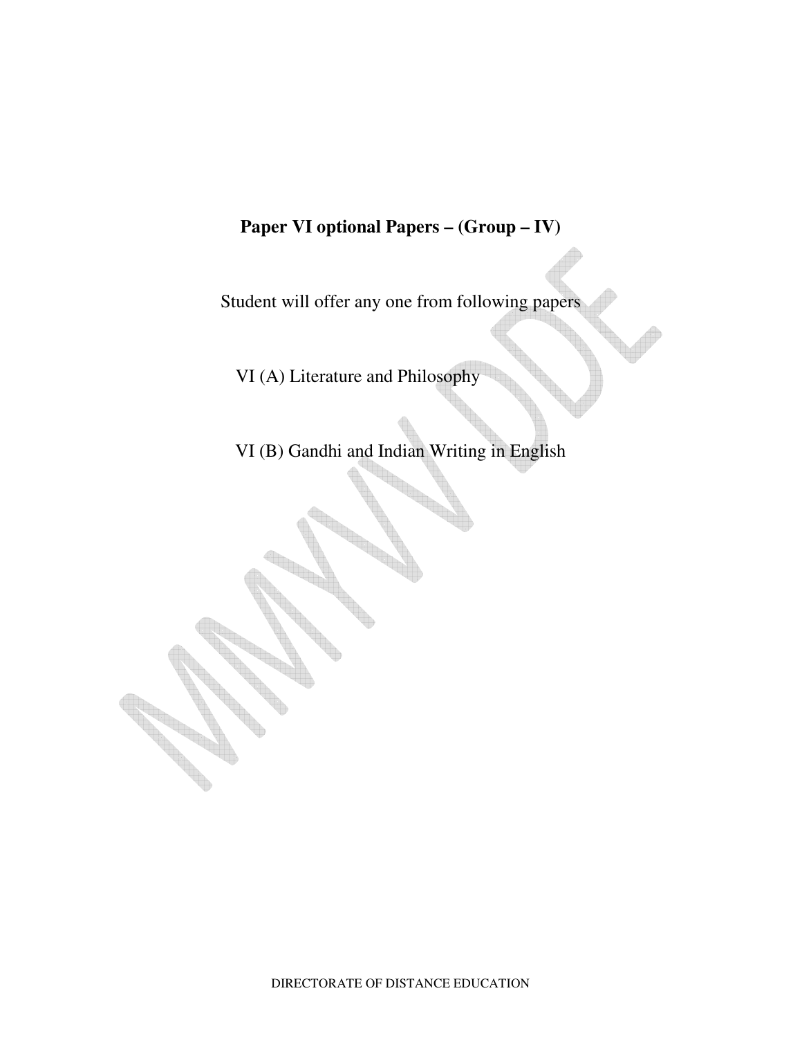**Paper VI optional Papers – (Group – IV)**

Student will offer any one from following papers

VI (A) Literature and Philosophy

VI (B) Gandhi and Indian Writing in English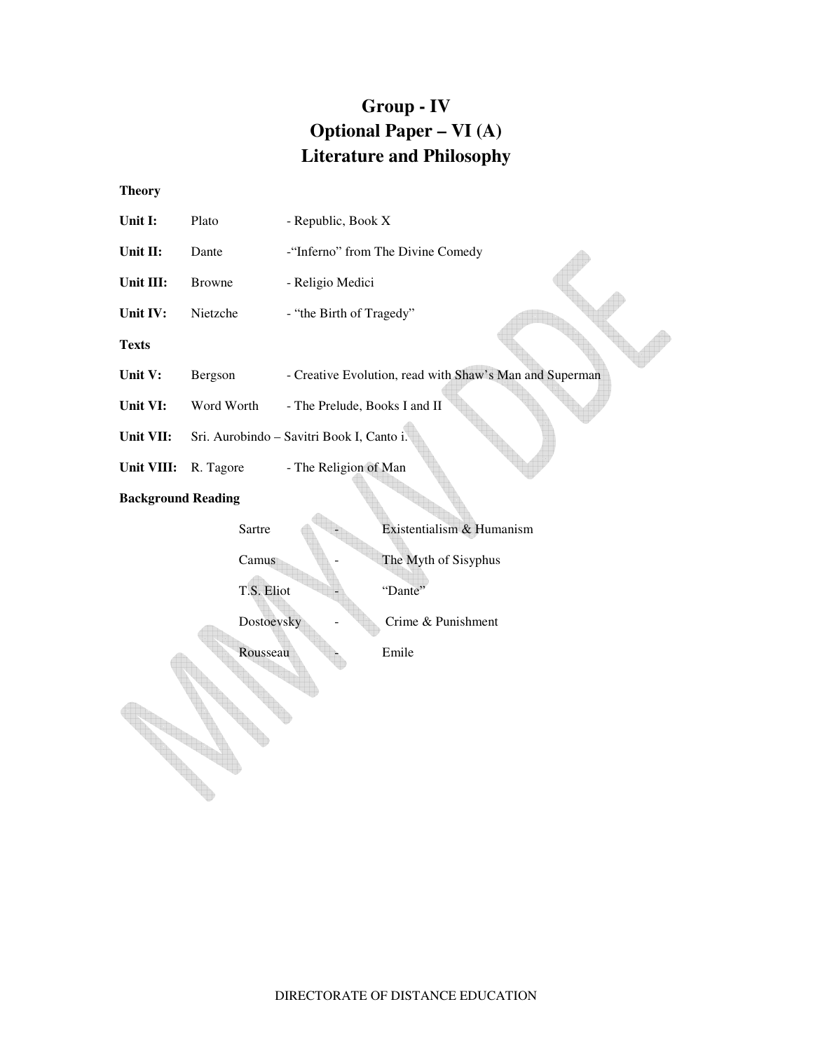# Group - IV
# Optional Paper – VI (A)
# Literature and Philosophy

**Theory**

**Unit I:** Plato - Republic, Book X

**Unit II:** Dante -"Inferno" from The Divine Comedy

**Unit III:** Browne - Religio Medici

**Unit IV:** Nietzche - "the Birth of Tragedy"

**Texts**

**Unit V:** Bergson - Creative Evolution, read with Shaw's Man and Superman

**Unit VI:** Word Worth - The Prelude, Books I and II

**Unit VII:** Sri. Aurobindo – Savitri Book I, Canto i.

**Unit VIII:** R. Tagore - The Religion of Man

**Background Reading**

| | | |
|---|---|---|
| Sartre | - | Existentialism & Humanism |
| Camus | - | The Myth of Sisyphus |
| T.S. Eliot | - | "Dante" |
| Dostoevsky | - | Crime & Punishment |
| Rousseau | - | Emile |

DIRECTORATE OF DISTANCE EDUCATION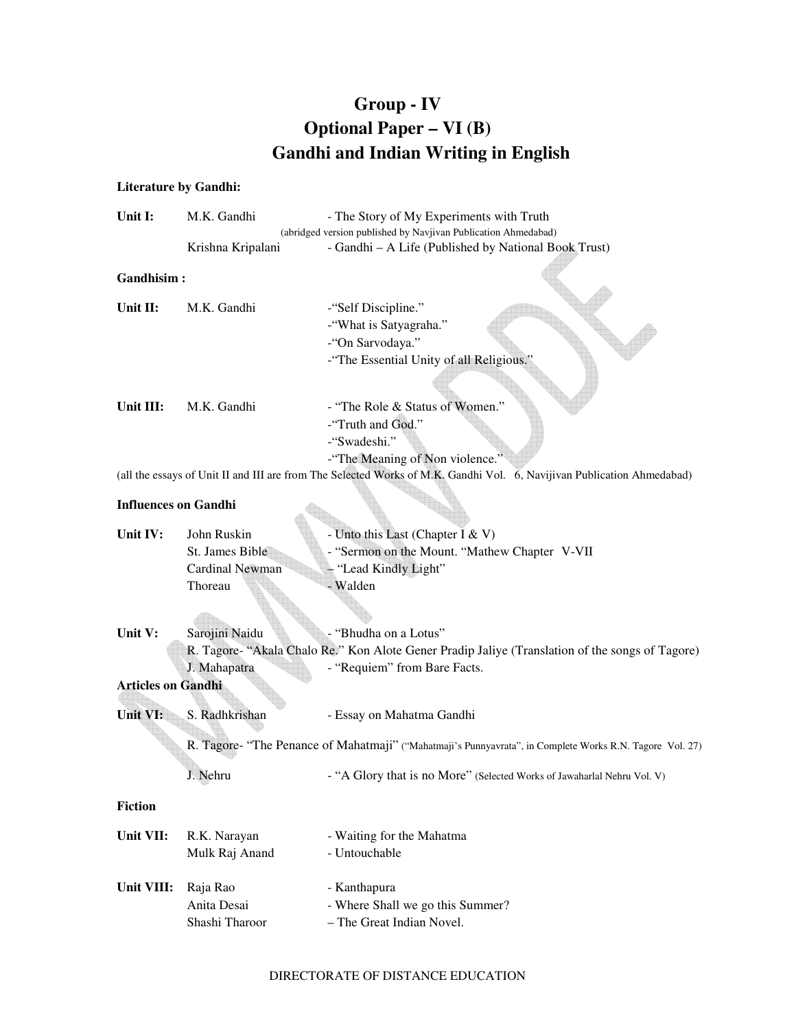# Group - IV
# Optional Paper – VI (B)
# Gandhi and Indian Writing in English

**Literature by Gandhi:**

| | | |
|---|---|---|
| **Unit I:** | M.K. Gandhi | - The Story of My Experiments with Truth (abridged version published by Navjivan Publication Ahmedabad) |
| | Krishna Kripalani | - Gandhi – A Life (Published by National Book Trust) |

**Gandhisim :**

| | | |
|---|---|---|
| **Unit II:** | M.K. Gandhi | -"Self Discipline." |
| | | -"What is Satyagraha." |
| | | -"On Sarvodaya." |
| | | -"The Essential Unity of all Religious." |
| **Unit III:** | M.K. Gandhi | - "The Role & Status of Women." |
| | | -"Truth and God." |
| | | -"Swadeshi." |
| | | -"The Meaning of Non violence." |

(all the essays of Unit II and III are from The Selected Works of M.K. Gandhi Vol. 6, Navijivan Publication Ahmedabad)

**Influences on Gandhi**

| | | |
|---|---|---|
| **Unit IV:** | John Ruskin | - Unto this Last (Chapter I & V) |
| | St. James Bible | - "Sermon on the Mount. "Mathew Chapter V-VII |
| | Cardinal Newman | – "Lead Kindly Light" |
| | Thoreau | - Walden |
| **Unit V:** | Sarojini Naidu | - "Bhudha on a Lotus" |
| | R. Tagore- "Akala Chalo Re." Kon Alote Gener Pradip Jaliye (Translation of the songs of Tagore) | |
| | J. Mahapatra | - "Requiem" from Bare Facts. |

**Articles on Gandhi**

| | | |
|---|---|---|
| **Unit VI:** | S. Radhkrishan | - Essay on Mahatma Gandhi |
| | R. Tagore- "The Penance of Mahatmaji" ("Mahatmaji's Punnyavrata", in Complete Works R.N. Tagore Vol. 27) | |
| | J. Nehru | - "A Glory that is no More" (Selected Works of Jawaharlal Nehru Vol. V) |

**Fiction**

| | | |
|---|---|---|
| **Unit VII:** | R.K. Narayan | - Waiting for the Mahatma |
| | Mulk Raj Anand | - Untouchable |
| **Unit VIII:** | Raja Rao | - Kanthapura |
| | Anita Desai | - Where Shall we go this Summer? |
| | Shashi Tharoor | – The Great Indian Novel. |